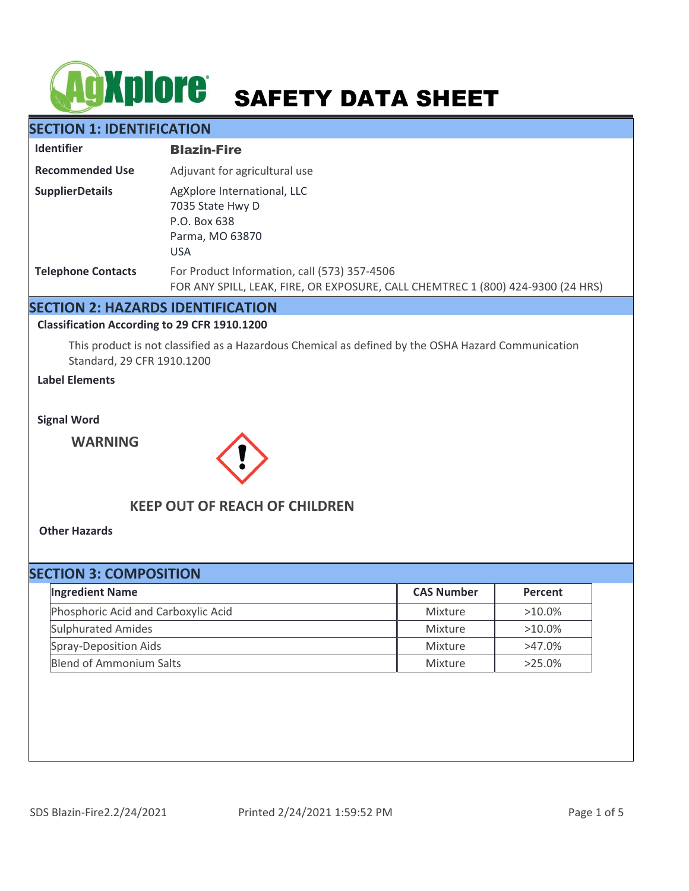# AgXplore SAFETY DATA SHEET

## SECTION 1: IDENTIFICATION

| | |
|---|---|
| **Identifier** | **Blazin-Fire** |
| **Recommended Use** | Adjuvant for agricultural use |
| **SupplierDetails** | AgXplore International, LLC<br>7035 State Hwy D<br>P.O. Box 638<br>Parma, MO 63870<br>USA |
| **Telephone Contacts** | For Product Information, call (573) 357-4506<br>FOR ANY SPILL, LEAK, FIRE, OR EXPOSURE, CALL CHEMTREC 1 (800) 424-9300 (24 HRS) |

## SECTION 2: HAZARDS IDENTIFICATION

**Classification According to 29 CFR 1910.1200**

This product is not classified as a Hazardous Chemical as defined by the OSHA Hazard Communication Standard, 29 CFR 1910.1200

**Label Elements**

**Signal Word**

**WARNING**

**KEEP OUT OF REACH OF CHILDREN**

**Other Hazards**

## SECTION 3: COMPOSITION

| Ingredient Name | CAS Number | Percent |
|---|---|---|
| Phosphoric Acid and Carboxylic Acid | Mixture | >10.0% |
| Sulphurated Amides | Mixture | >10.0% |
| Spray-Deposition Aids | Mixture | >47.0% |
| Blend of Ammonium Salts | Mixture | >25.0% |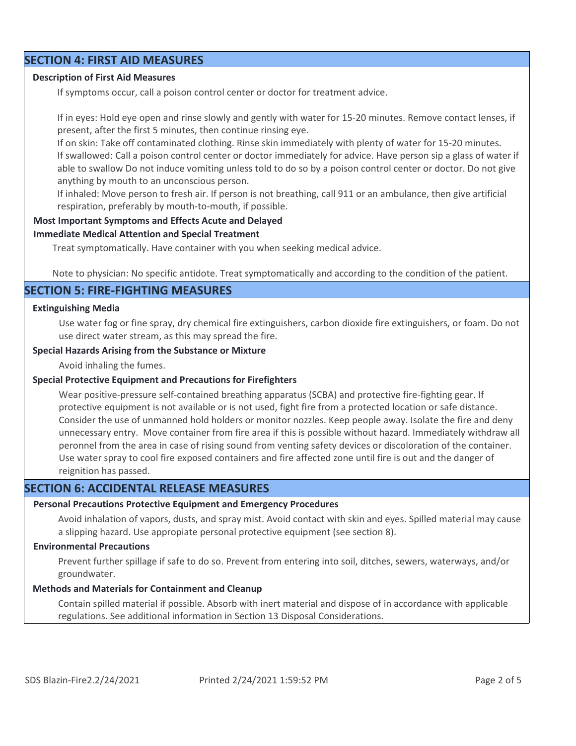## SECTION 4: FIRST AID MEASURES

**Description of First Aid Measures**

If symptoms occur, call a poison control center or doctor for treatment advice.

If in eyes: Hold eye open and rinse slowly and gently with water for 15-20 minutes. Remove contact lenses, if present, after the first 5 minutes, then continue rinsing eye.
If on skin: Take off contaminated clothing. Rinse skin immediately with plenty of water for 15-20 minutes.
If swallowed: Call a poison control center or doctor immediately for advice. Have person sip a glass of water if able to swallow Do not induce vomiting unless told to do so by a poison control center or doctor. Do not give anything by mouth to an unconscious person.
If inhaled: Move person to fresh air. If person is not breathing, call 911 or an ambulance, then give artificial respiration, preferably by mouth-to-mouth, if possible.

**Most Important Symptoms and Effects Acute and Delayed**

**Immediate Medical Attention and Special Treatment**

Treat symptomatically. Have container with you when seeking medical advice.

Note to physician: No specific antidote. Treat symptomatically and according to the condition of the patient.

## SECTION 5: FIRE-FIGHTING MEASURES

**Extinguishing Media**

Use water fog or fine spray, dry chemical fire extinguishers, carbon dioxide fire extinguishers, or foam. Do not use direct water stream, as this may spread the fire.

**Special Hazards Arising from the Substance or Mixture**

Avoid inhaling the fumes.

**Special Protective Equipment and Precautions for Firefighters**

Wear positive-pressure self-contained breathing apparatus (SCBA) and protective fire-fighting gear. If protective equipment is not available or is not used, fight fire from a protected location or safe distance. Consider the use of unmanned hold holders or monitor nozzles. Keep people away. Isolate the fire and deny unnecessary entry. Move container from fire area if this is possible without hazard. Immediately withdraw all peronnel from the area in case of rising sound from venting safety devices or discoloration of the container. Use water spray to cool fire exposed containers and fire affected zone until fire is out and the danger of reignition has passed.

## SECTION 6: ACCIDENTAL RELEASE MEASURES

**Personal Precautions Protective Equipment and Emergency Procedures**

Avoid inhalation of vapors, dusts, and spray mist. Avoid contact with skin and eyes. Spilled material may cause a slipping hazard. Use appropiate personal protective equipment (see section 8).

**Environmental Precautions**

Prevent further spillage if safe to do so. Prevent from entering into soil, ditches, sewers, waterways, and/or groundwater.

**Methods and Materials for Containment and Cleanup**

Contain spilled material if possible. Absorb with inert material and dispose of in accordance with applicable regulations. See additional information in Section 13 Disposal Considerations.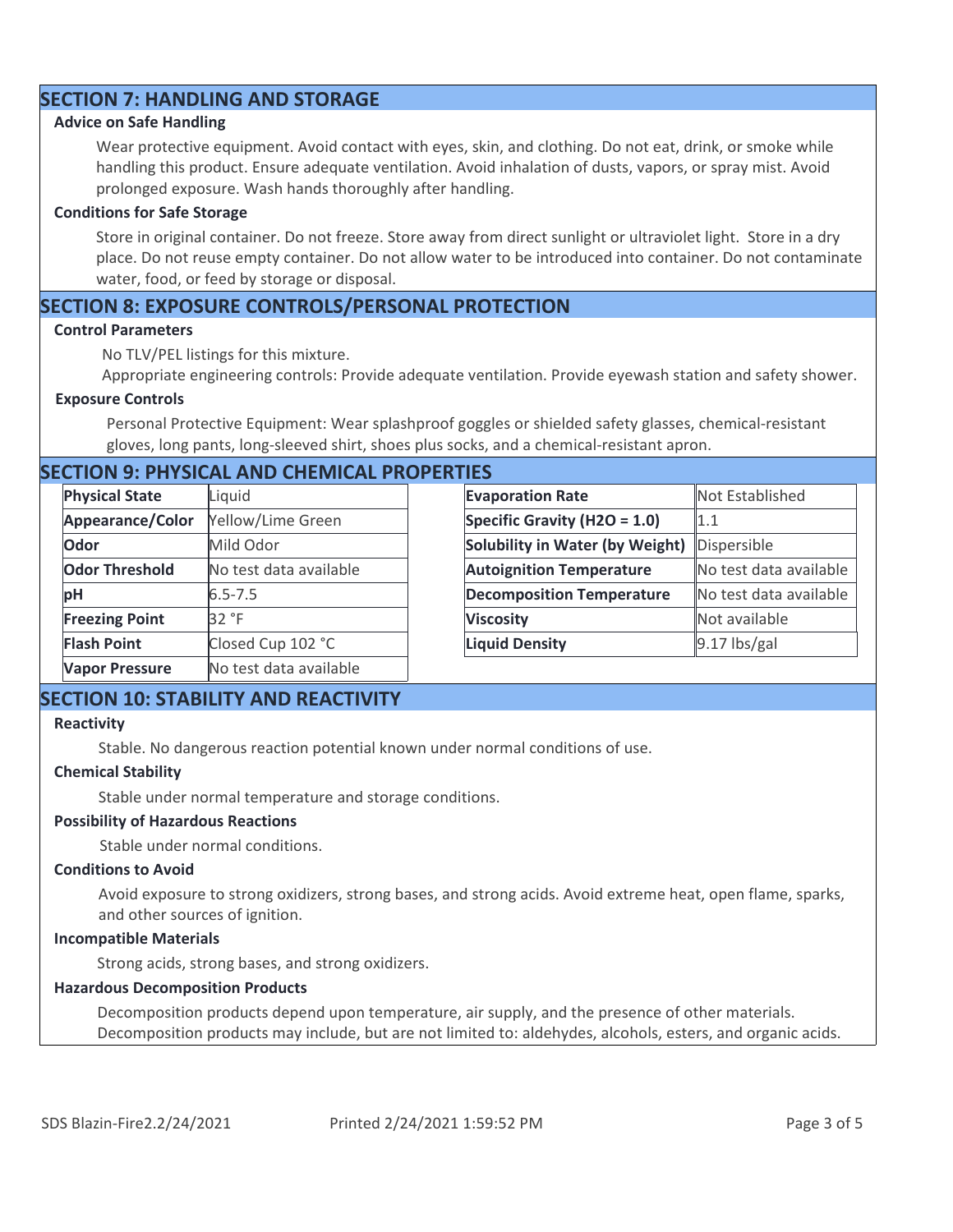## SECTION 7: HANDLING AND STORAGE

### Advice on Safe Handling

Wear protective equipment. Avoid contact with eyes, skin, and clothing. Do not eat, drink, or smoke while handling this product. Ensure adequate ventilation. Avoid inhalation of dusts, vapors, or spray mist. Avoid prolonged exposure. Wash hands thoroughly after handling.

### Conditions for Safe Storage

Store in original container. Do not freeze. Store away from direct sunlight or ultraviolet light. Store in a dry place. Do not reuse empty container. Do not allow water to be introduced into container. Do not contaminate water, food, or feed by storage or disposal.

## SECTION 8: EXPOSURE CONTROLS/PERSONAL PROTECTION

### Control Parameters

No TLV/PEL listings for this mixture.

Appropriate engineering controls: Provide adequate ventilation. Provide eyewash station and safety shower.

### Exposure Controls

Personal Protective Equipment: Wear splashproof goggles or shielded safety glasses, chemical-resistant gloves, long pants, long-sleeved shirt, shoes plus socks, and a chemical-resistant apron.

## SECTION 9: PHYSICAL AND CHEMICAL PROPERTIES

| Property | Value |
|---|---|
| **Physical State** | Liquid |
| **Appearance/Color** | Yellow/Lime Green |
| **Odor** | Mild Odor |
| **Odor Threshold** | No test data available |
| **pH** | 6.5-7.5 |
| **Freezing Point** | 32 °F |
| **Flash Point** | Closed Cup 102 °C |
| **Vapor Pressure** | No test data available |

| Property | Value |
|---|---|
| **Evaporation Rate** | Not Established |
| **Specific Gravity ($H_2O$ = 1.0)** | 1.1 |
| **Solubility in Water (by Weight)** | Dispersible |
| **Autoignition Temperature** | No test data available |
| **Decomposition Temperature** | No test data available |
| **Viscosity** | Not available |
| **Liquid Density** | 9.17 lbs/gal |

## SECTION 10: STABILITY AND REACTIVITY

### Reactivity

Stable. No dangerous reaction potential known under normal conditions of use.

### Chemical Stability

Stable under normal temperature and storage conditions.

### Possibility of Hazardous Reactions

Stable under normal conditions.

### Conditions to Avoid

Avoid exposure to strong oxidizers, strong bases, and strong acids. Avoid extreme heat, open flame, sparks, and other sources of ignition.

### Incompatible Materials

Strong acids, strong bases, and strong oxidizers.

### Hazardous Decomposition Products

Decomposition products depend upon temperature, air supply, and the presence of other materials. Decomposition products may include, but are not limited to: aldehydes, alcohols, esters, and organic acids.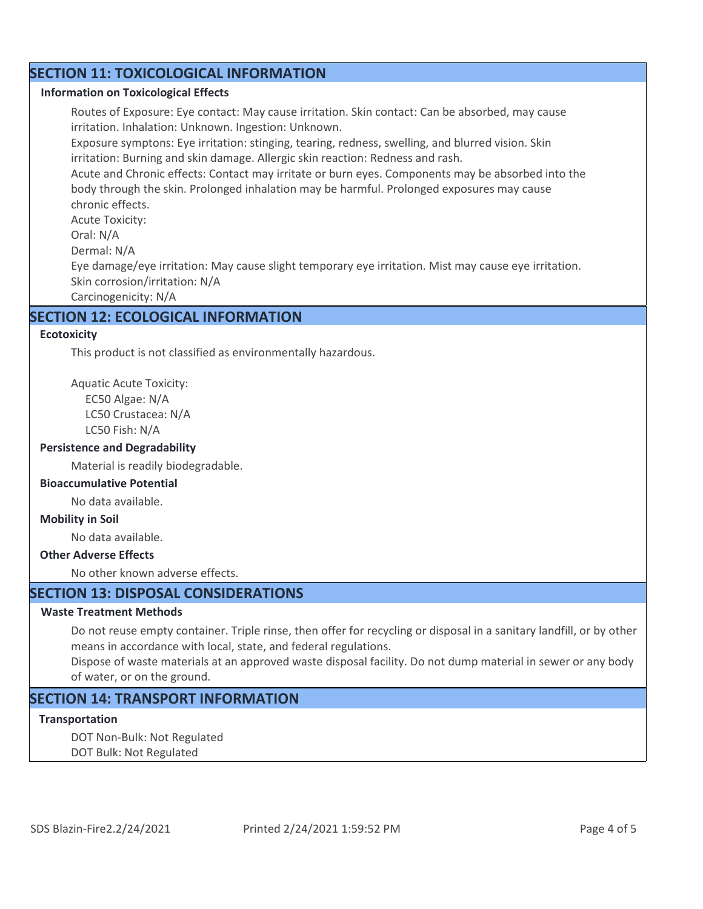## SECTION 11: TOXICOLOGICAL INFORMATION

### Information on Toxicological Effects

Routes of Exposure: Eye contact: May cause irritation. Skin contact: Can be absorbed, may cause irritation. Inhalation: Unknown. Ingestion: Unknown.

Exposure symptons: Eye irritation: stinging, tearing, redness, swelling, and blurred vision. Skin irritation: Burning and skin damage. Allergic skin reaction: Redness and rash.

Acute and Chronic effects: Contact may irritate or burn eyes. Components may be absorbed into the body through the skin. Prolonged inhalation may be harmful. Prolonged exposures may cause chronic effects.

Acute Toxicity:

Oral: N/A

Dermal: N/A

Eye damage/eye irritation: May cause slight temporary eye irritation. Mist may cause eye irritation.

Skin corrosion/irritation: N/A

Carcinogenicity: N/A

## SECTION 12: ECOLOGICAL INFORMATION

### Ecotoxicity

This product is not classified as environmentally hazardous.

Aquatic Acute Toxicity:

- EC50 Algae: N/A
- LC50 Crustacea: N/A
- LC50 Fish: N/A

### Persistence and Degradability

Material is readily biodegradable.

### Bioaccumulative Potential

No data available.

### Mobility in Soil

No data available.

### Other Adverse Effects

No other known adverse effects.

## SECTION 13: DISPOSAL CONSIDERATIONS

### Waste Treatment Methods

Do not reuse empty container. Triple rinse, then offer for recycling or disposal in a sanitary landfill, or by other means in accordance with local, state, and federal regulations.

Dispose of waste materials at an approved waste disposal facility. Do not dump material in sewer or any body of water, or on the ground.

## SECTION 14: TRANSPORT INFORMATION

### Transportation

DOT Non-Bulk: Not Regulated

DOT Bulk: Not Regulated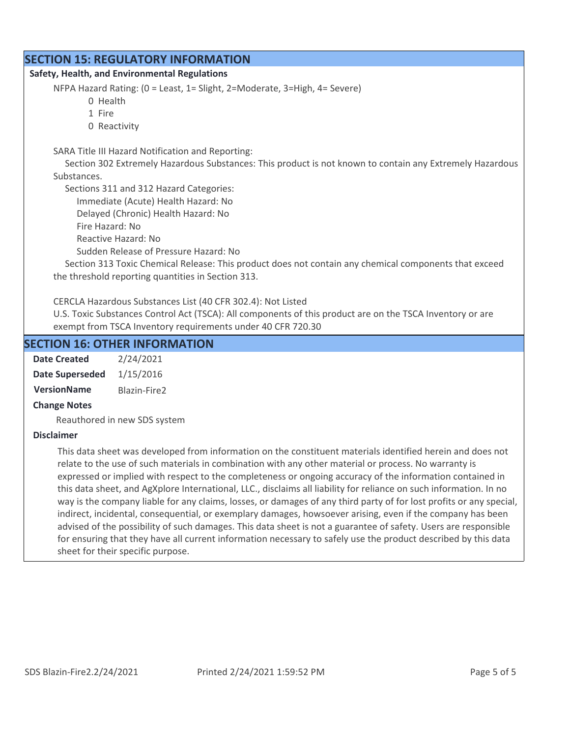## SECTION 15: REGULATORY INFORMATION

**Safety, Health, and Environmental Regulations**

NFPA Hazard Rating: (0 = Least, 1= Slight, 2=Moderate, 3=High, 4= Severe)

- 0 Health
- 1 Fire
- 0 Reactivity

SARA Title III Hazard Notification and Reporting:

Section 302 Extremely Hazardous Substances: This product is not known to contain any Extremely Hazardous Substances.

Sections 311 and 312 Hazard Categories:

- Immediate (Acute) Health Hazard: No
- Delayed (Chronic) Health Hazard: No
- Fire Hazard: No
- Reactive Hazard: No
- Sudden Release of Pressure Hazard: No

Section 313 Toxic Chemical Release: This product does not contain any chemical components that exceed the threshold reporting quantities in Section 313.

CERCLA Hazardous Substances List (40 CFR 302.4): Not Listed

U.S. Toxic Substances Control Act (TSCA): All components of this product are on the TSCA Inventory or are exempt from TSCA Inventory requirements under 40 CFR 720.30

## SECTION 16: OTHER INFORMATION

| | |
|---|---|
| **Date Created** | 2/24/2021 |
| **Date Superseded** | 1/15/2016 |
| **VersionName** | Blazin-Fire2 |

**Change Notes**

Reauthored in new SDS system

**Disclaimer**

This data sheet was developed from information on the constituent materials identified herein and does not relate to the use of such materials in combination with any other material or process. No warranty is expressed or implied with respect to the completeness or ongoing accuracy of the information contained in this data sheet, and AgXplore International, LLC., disclaims all liability for reliance on such information. In no way is the company liable for any claims, losses, or damages of any third party of for lost profits or any special, indirect, incidental, consequential, or exemplary damages, howsoever arising, even if the company has been advised of the possibility of such damages. This data sheet is not a guarantee of safety. Users are responsible for ensuring that they have all current information necessary to safely use the product described by this data sheet for their specific purpose.